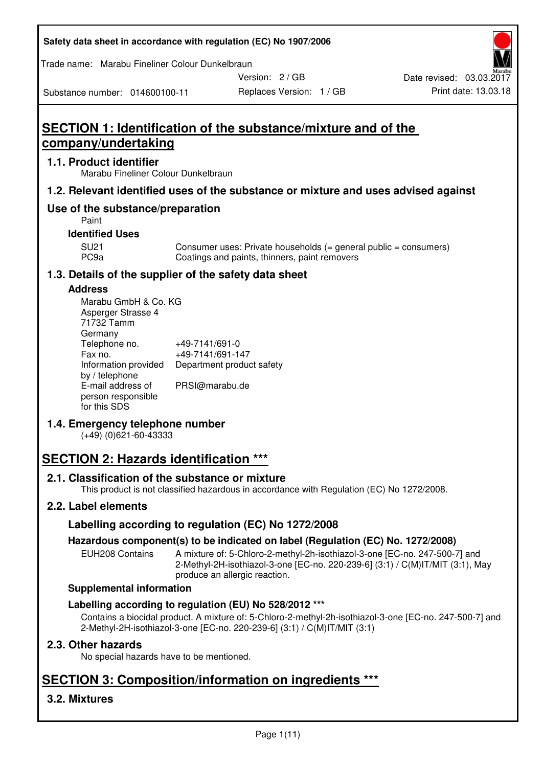Safety data sheet in accordance with regulation (EC) No 1907/2006

Trade name: Marabu Fineliner Colour Dunkelbraun

Version: 2 / GB

Replaces Version: 1 / GB

Date revised: 03.03.2017

Print date: 13.03.18

Substance number: 014600100-11

# SECTION 1: Identification of the substance/mixture and of the company/undertaking

## 1.1. Product identifier

Marabu Fineliner Colour Dunkelbraun

## 1.2. Relevant identified uses of the substance or mixture and uses advised against

## Use of the substance/preparation

Paint

### Identified Uses

| | |
|---|---|
| SU21 | Consumer uses: Private households (= general public = consumers) |
| PC9a | Coatings and paints, thinners, paint removers |

## 1.3. Details of the supplier of the safety data sheet

### Address

Marabu GmbH & Co. KG
Asperger Strasse 4
71732 Tamm
Germany

| | |
|---|---|
| Telephone no. | +49-7141/691-0 |
| Fax no. | +49-7141/691-147 |
| Information provided by / telephone | Department product safety |
| E-mail address of person responsible for this SDS | PRSI@marabu.de |

## 1.4. Emergency telephone number

(+49) (0)621-60-43333

# SECTION 2: Hazards identification ***

## 2.1. Classification of the substance or mixture

This product is not classified hazardous in accordance with Regulation (EC) No 1272/2008.

## 2.2. Label elements

### Labelling according to regulation (EC) No 1272/2008

### Hazardous component(s) to be indicated on label (Regulation (EC) No. 1272/2008)

| | |
|---|---|
| EUH208 Contains | A mixture of: 5-Chloro-2-methyl-2h-isothiazol-3-one [EC-no. 247-500-7] and 2-Methyl-2H-isothiazol-3-one [EC-no. 220-239-6] (3:1) / C(M)IT/MIT (3:1), May produce an allergic reaction. |

### Supplemental information

### Labelling according to regulation (EU) No 528/2012 ***

Contains a biocidal product. A mixture of: 5-Chloro-2-methyl-2h-isothiazol-3-one [EC-no. 247-500-7] and 2-Methyl-2H-isothiazol-3-one [EC-no. 220-239-6] (3:1) / C(M)IT/MIT (3:1)

## 2.3. Other hazards

No special hazards have to be mentioned.

# SECTION 3: Composition/information on ingredients ***

## 3.2. Mixtures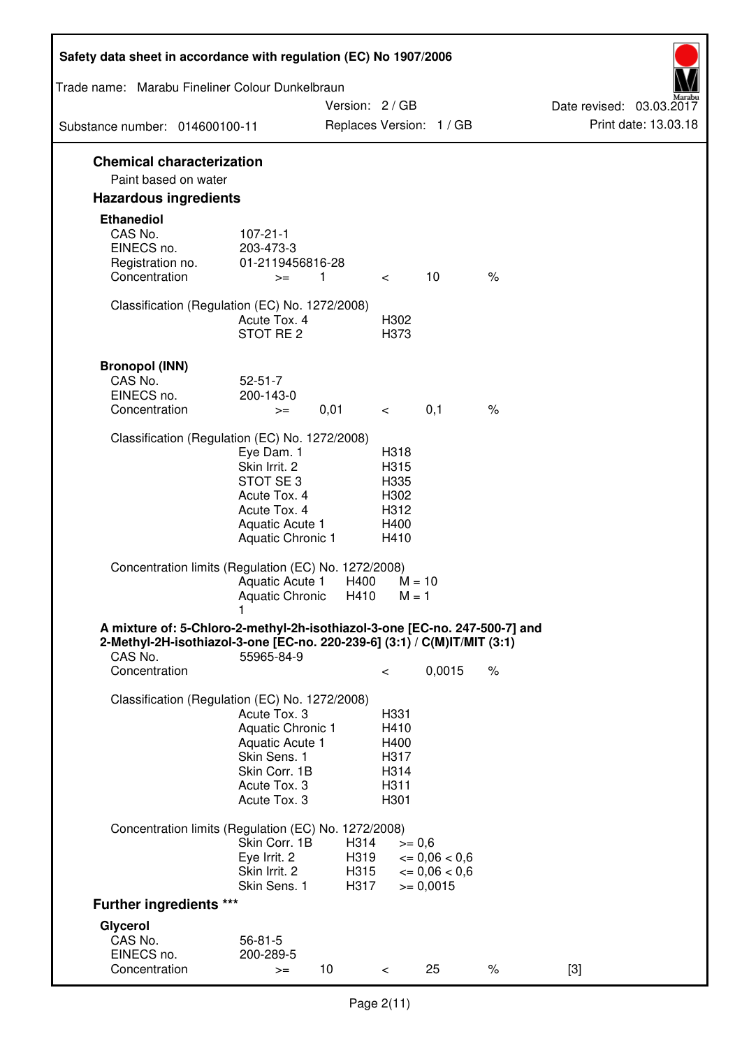## Chemical characterization

Paint based on water

## Hazardous ingredients

### Ethanediol

| | | | | | |
|---|---|---|---|---|---|
| CAS No. | 107-21-1 | | | | |
| EINECS no. | 203-473-3 | | | | |
| Registration no. | 01-2119456816-28 | | | | |
| Concentration | >= | 1 | < | 10 | % |

Classification (Regulation (EC) No. 1272/2008)

| | |
|---|---|
| Acute Tox. 4 | H302 |
| STOT RE 2 | H373 |

### Bronopol (INN)

| | | | | | |
|---|---|---|---|---|---|
| CAS No. | 52-51-7 | | | | |
| EINECS no. | 200-143-0 | | | | |
| Concentration | >= | 0,01 | < | 0,1 | % |

Classification (Regulation (EC) No. 1272/2008)

| | |
|---|---|
| Eye Dam. 1 | H318 |
| Skin Irrit. 2 | H315 |
| STOT SE 3 | H335 |
| Acute Tox. 4 | H302 |
| Acute Tox. 4 | H312 |
| Aquatic Acute 1 | H400 |
| Aquatic Chronic 1 | H410 |

Concentration limits (Regulation (EC) No. 1272/2008)

| | | |
|---|---|---|
| Aquatic Acute 1 | H400 | M = 10 |
| Aquatic Chronic 1 | H410 | M = 1 |

### A mixture of: 5-Chloro-2-methyl-2h-isothiazol-3-one [EC-no. 247-500-7] and 2-Methyl-2H-isothiazol-3-one [EC-no. 220-239-6] (3:1) / C(M)IT/MIT (3:1)

| | | | |
|---|---|---|---|
| CAS No. | 55965-84-9 | | |
| Concentration | < | 0,0015 | % |

Classification (Regulation (EC) No. 1272/2008)

| | |
|---|---|
| Acute Tox. 3 | H331 |
| Aquatic Chronic 1 | H410 |
| Aquatic Acute 1 | H400 |
| Skin Sens. 1 | H317 |
| Skin Corr. 1B | H314 |
| Acute Tox. 3 | H311 |
| Acute Tox. 3 | H301 |

Concentration limits (Regulation (EC) No. 1272/2008)

| | | |
|---|---|---|
| Skin Corr. 1B | H314 | >= 0,6 |
| Eye Irrit. 2 | H319 | <= 0,06 < 0,6 |
| Skin Irrit. 2 | H315 | <= 0,06 < 0,6 |
| Skin Sens. 1 | H317 | >= 0,0015 |

## Further ingredients ***

### Glycerol

| | | | | | | |
|---|---|---|---|---|---|---|
| CAS No. | 56-81-5 | | | | | |
| EINECS no. | 200-289-5 | | | | | |
| Concentration | >= | 10 | < | 25 | % | [3] |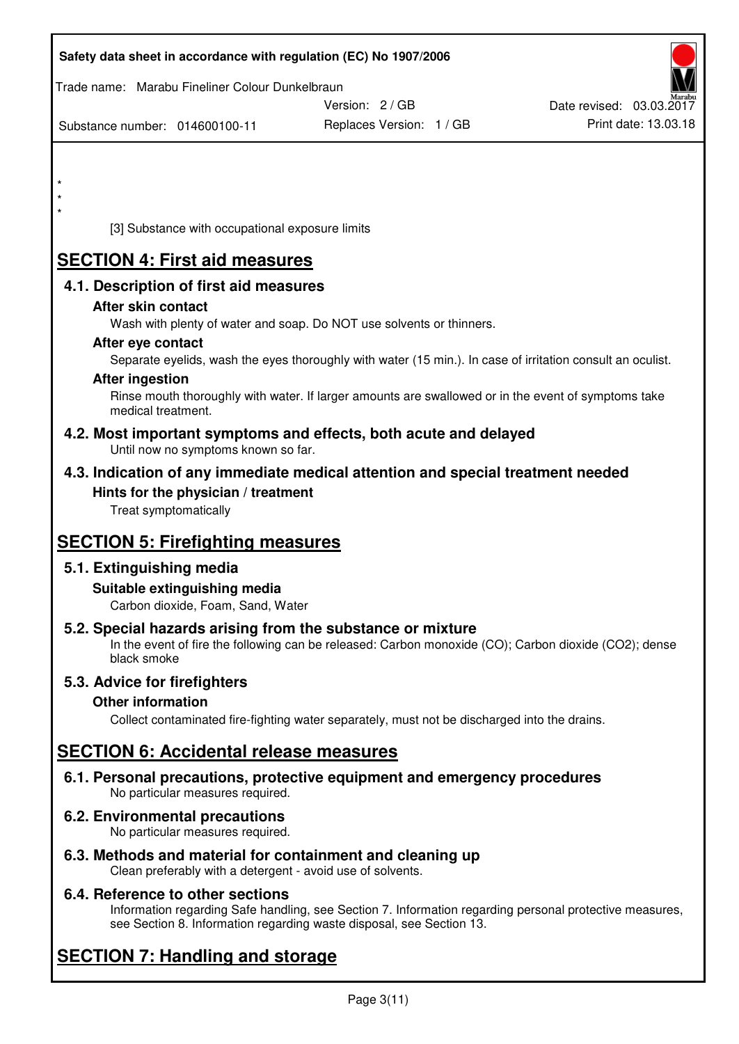*
*
*

[3] Substance with occupational exposure limits

# SECTION 4: First aid measures

## 4.1. Description of first aid measures

### After skin contact

Wash with plenty of water and soap. Do NOT use solvents or thinners.

### After eye contact

Separate eyelids, wash the eyes thoroughly with water (15 min.). In case of irritation consult an oculist.

### After ingestion

Rinse mouth thoroughly with water. If larger amounts are swallowed or in the event of symptoms take medical treatment.

## 4.2. Most important symptoms and effects, both acute and delayed

Until now no symptoms known so far.

## 4.3. Indication of any immediate medical attention and special treatment needed

### Hints for the physician / treatment

Treat symptomatically

# SECTION 5: Firefighting measures

## 5.1. Extinguishing media

### Suitable extinguishing media

Carbon dioxide, Foam, Sand, Water

## 5.2. Special hazards arising from the substance or mixture

In the event of fire the following can be released: Carbon monoxide (CO); Carbon dioxide ($CO_2$); dense black smoke

## 5.3. Advice for firefighters

### Other information

Collect contaminated fire-fighting water separately, must not be discharged into the drains.

# SECTION 6: Accidental release measures

## 6.1. Personal precautions, protective equipment and emergency procedures

No particular measures required.

## 6.2. Environmental precautions

No particular measures required.

## 6.3. Methods and material for containment and cleaning up

Clean preferably with a detergent - avoid use of solvents.

## 6.4. Reference to other sections

Information regarding Safe handling, see Section 7. Information regarding personal protective measures, see Section 8. Information regarding waste disposal, see Section 13.

# SECTION 7: Handling and storage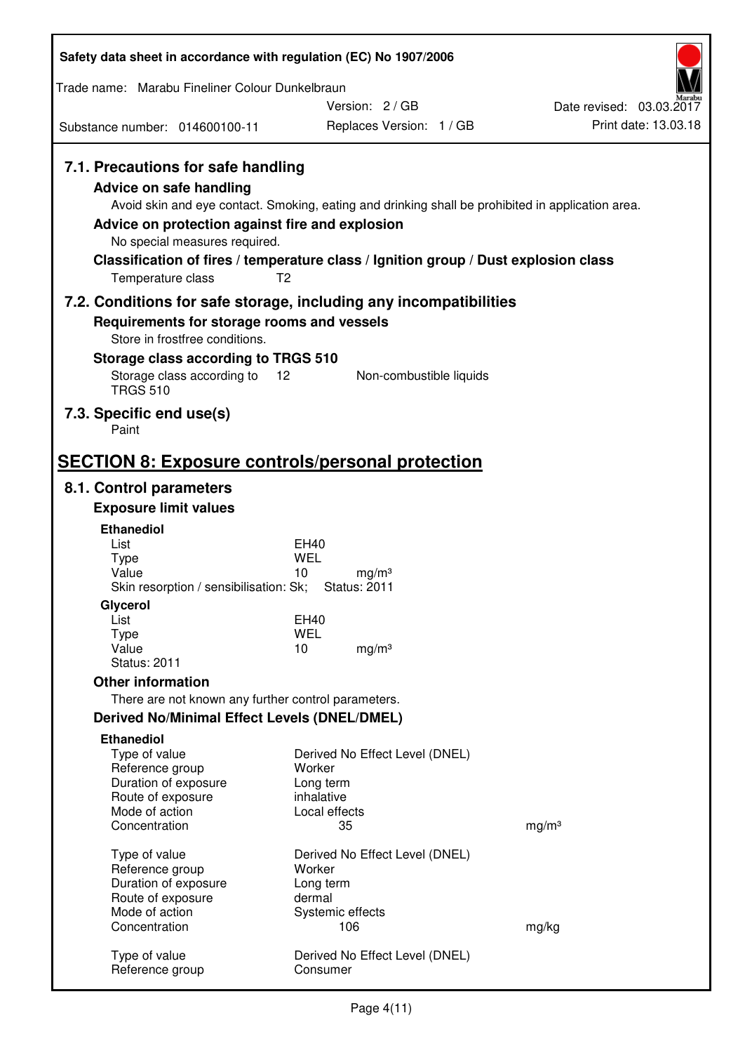### 7.1. Precautions for safe handling

**Advice on safe handling**

Avoid skin and eye contact. Smoking, eating and drinking shall be prohibited in application area.

**Advice on protection against fire and explosion**

No special measures required.

**Classification of fires / temperature class / Ignition group / Dust explosion class**

| | |
|---|---|
| Temperature class | T2 |

### 7.2. Conditions for safe storage, including any incompatibilities

**Requirements for storage rooms and vessels**

Store in frostfree conditions.

**Storage class according to TRGS 510**

| | | |
|---|---|---|
| Storage class according to TRGS 510 | 12 | Non-combustible liquids |

### 7.3. Specific end use(s)

Paint

## SECTION 8: Exposure controls/personal protection

### 8.1. Control parameters

**Exposure limit values**

**Ethanediol**

| | | |
|---|---|---|
| List | EH40 | |
| Type | WEL | |
| Value | 10 | mg/m³ |

Skin resorption / sensibilisation: Sk; Status: 2011

**Glycerol**

| | | |
|---|---|---|
| List | EH40 | |
| Type | WEL | |
| Value | 10 | mg/m³ |

Status: 2011

**Other information**

There are not known any further control parameters.

**Derived No/Minimal Effect Levels (DNEL/DMEL)**

**Ethanediol**

| | | |
|---|---|---|
| Type of value | Derived No Effect Level (DNEL) | |
| Reference group | Worker | |
| Duration of exposure | Long term | |
| Route of exposure | inhalative | |
| Mode of action | Local effects | |
| Concentration | 35 | mg/m³ |

| | | |
|---|---|---|
| Type of value | Derived No Effect Level (DNEL) | |
| Reference group | Worker | |
| Duration of exposure | Long term | |
| Route of exposure | dermal | |
| Mode of action | Systemic effects | |
| Concentration | 106 | mg/kg |

| | |
|---|---|
| Type of value | Derived No Effect Level (DNEL) |
| Reference group | Consumer |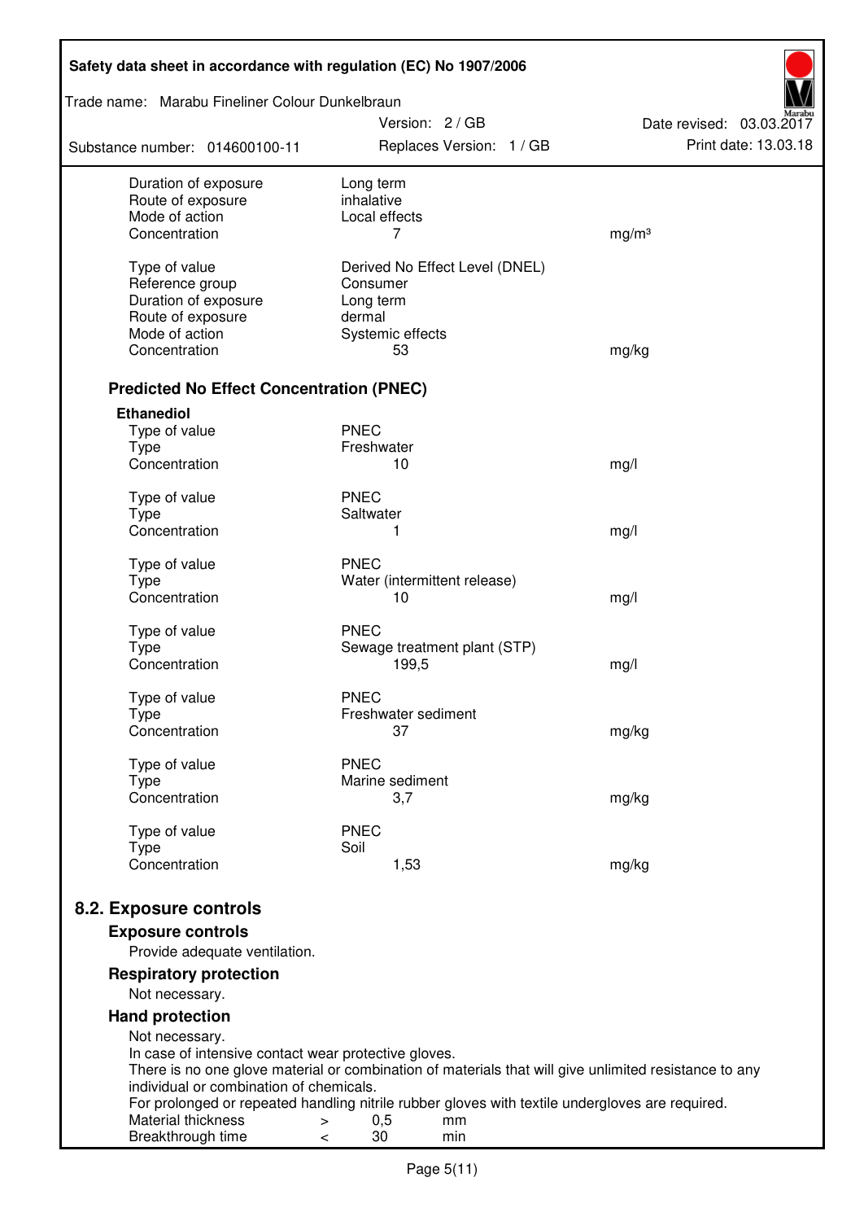| | | |
|---|---|---|
| Duration of exposure | Long term | |
| Route of exposure | inhalative | |
| Mode of action | Local effects | |
| Concentration | 7 | mg/m³ |
| | | |
| Type of value | Derived No Effect Level (DNEL) | |
| Reference group | Consumer | |
| Duration of exposure | Long term | |
| Route of exposure | dermal | |
| Mode of action | Systemic effects | |
| Concentration | 53 | mg/kg |

### Predicted No Effect Concentration (PNEC)

**Ethanediol**

| | | |
|---|---|---|
| Type of value | PNEC | |
| Type | Freshwater | |
| Concentration | 10 | mg/l |
| | | |
| Type of value | PNEC | |
| Type | Saltwater | |
| Concentration | 1 | mg/l |
| | | |
| Type of value | PNEC | |
| Type | Water (intermittent release) | |
| Concentration | 10 | mg/l |
| | | |
| Type of value | PNEC | |
| Type | Sewage treatment plant (STP) | |
| Concentration | 199,5 | mg/l |
| | | |
| Type of value | PNEC | |
| Type | Freshwater sediment | |
| Concentration | 37 | mg/kg |
| | | |
| Type of value | PNEC | |
| Type | Marine sediment | |
| Concentration | 3,7 | mg/kg |
| | | |
| Type of value | PNEC | |
| Type | Soil | |
| Concentration | 1,53 | mg/kg |

## 8.2. Exposure controls

### Exposure controls

Provide adequate ventilation.

### Respiratory protection

Not necessary.

### Hand protection

Not necessary.
In case of intensive contact wear protective gloves.
There is no one glove material or combination of materials that will give unlimited resistance to any individual or combination of chemicals.
For prolonged or repeated handling nitrile rubber gloves with textile undergloves are required.

| | | | |
|---|---|---|---|
| Material thickness | > | 0,5 | mm |
| Breakthrough time | < | 30 | min |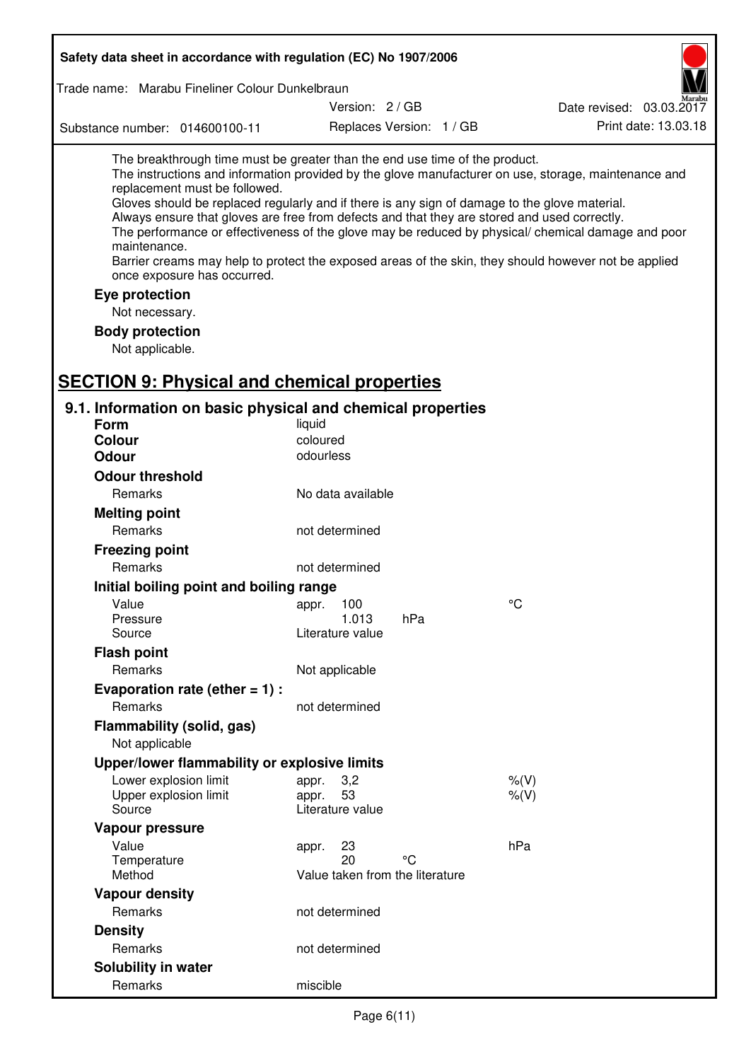The breakthrough time must be greater than the end use time of the product.
The instructions and information provided by the glove manufacturer on use, storage, maintenance and replacement must be followed.
Gloves should be replaced regularly and if there is any sign of damage to the glove material.
Always ensure that gloves are free from defects and that they are stored and used correctly.
The performance or effectiveness of the glove may be reduced by physical/ chemical damage and poor maintenance.
Barrier creams may help to protect the exposed areas of the skin, they should however not be applied once exposure has occurred.

**Eye protection**

Not necessary.

**Body protection**

Not applicable.

## SECTION 9: Physical and chemical properties

### 9.1. Information on basic physical and chemical properties

| | | | |
|---|---|---|---|
| **Form** | liquid | | |
| **Colour** | coloured | | |
| **Odour** | odourless | | |
| **Odour threshold** | | | |
| Remarks | No data available | | |
| **Melting point** | | | |
| Remarks | not determined | | |
| **Freezing point** | | | |
| Remarks | not determined | | |
| **Initial boiling point and boiling range** | | | |
| Value | appr. 100 | | °C |
| Pressure | 1.013 | hPa | |
| Source | Literature value | | |
| **Flash point** | | | |
| Remarks | Not applicable | | |
| **Evaporation rate (ether = 1) :** | | | |
| Remarks | not determined | | |
| **Flammability (solid, gas)** | | | |
| Not applicable | | | |
| **Upper/lower flammability or explosive limits** | | | |
| Lower explosion limit | appr. 3,2 | | %(V) |
| Upper explosion limit | appr. 53 | | %(V) |
| Source | Literature value | | |
| **Vapour pressure** | | | |
| Value | appr. 23 | | hPa |
| Temperature | 20 | °C | |
| Method | Value taken from the literature | | |
| **Vapour density** | | | |
| Remarks | not determined | | |
| **Density** | | | |
| Remarks | not determined | | |
| **Solubility in water** | | | |
| Remarks | miscible | | |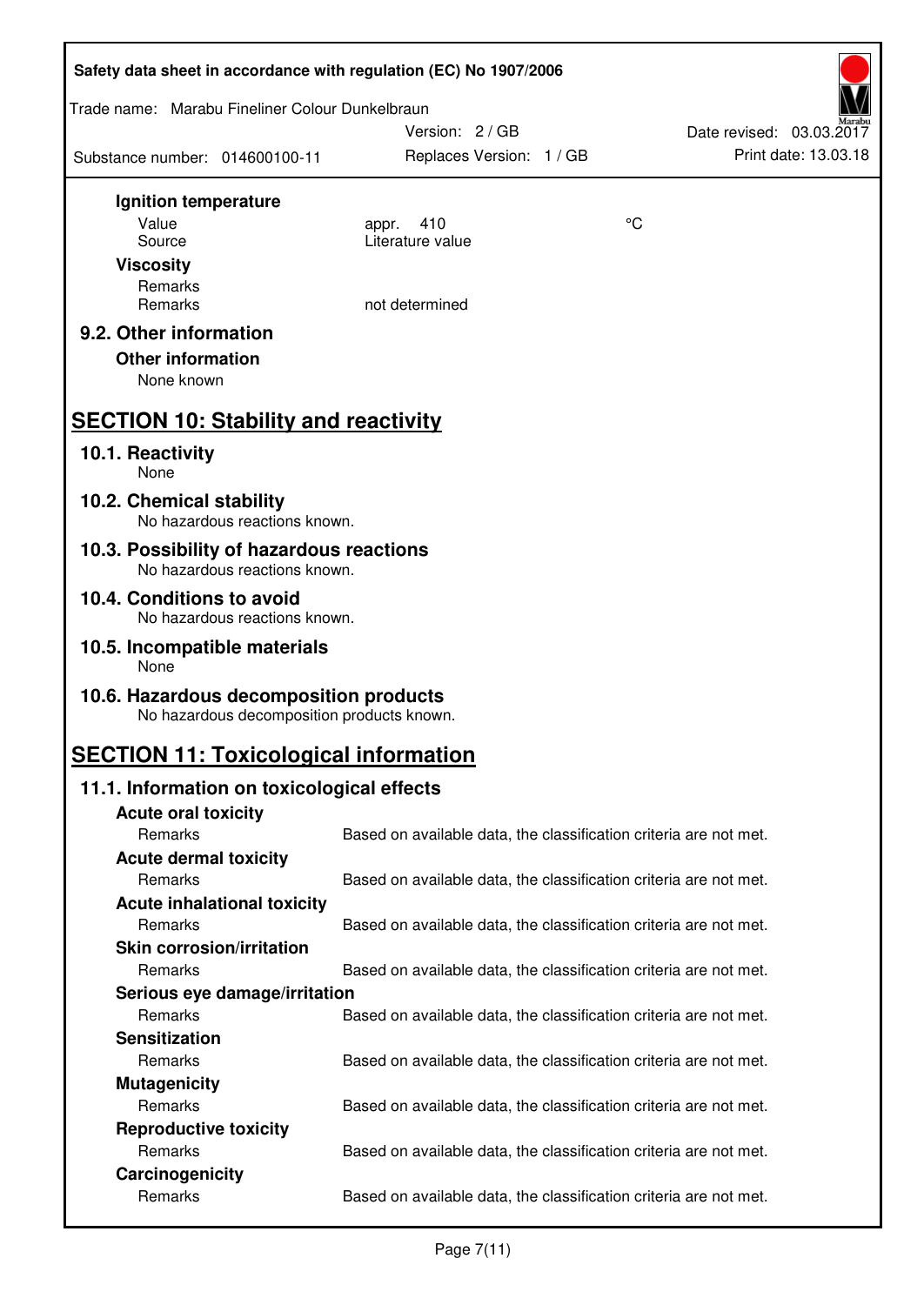**Ignition temperature**

| | | |
|---|---|---|
| Value | appr. 410 | °C |
| Source | Literature value | |

**Viscosity**

| | |
|---|---|
| Remarks | |
| Remarks | not determined |

### 9.2. Other information

**Other information**

None known

## SECTION 10: Stability and reactivity

### 10.1. Reactivity

None

### 10.2. Chemical stability

No hazardous reactions known.

### 10.3. Possibility of hazardous reactions

No hazardous reactions known.

### 10.4. Conditions to avoid

No hazardous reactions known.

### 10.5. Incompatible materials

None

### 10.6. Hazardous decomposition products

No hazardous decomposition products known.

## SECTION 11: Toxicological information

### 11.1. Information on toxicological effects

**Acute oral toxicity**

Remarks: Based on available data, the classification criteria are not met.

**Acute dermal toxicity**

Remarks: Based on available data, the classification criteria are not met.

**Acute inhalational toxicity**

Remarks: Based on available data, the classification criteria are not met.

**Skin corrosion/irritation**

Remarks: Based on available data, the classification criteria are not met.

**Serious eye damage/irritation**

Remarks: Based on available data, the classification criteria are not met.

**Sensitization**

Remarks: Based on available data, the classification criteria are not met.

**Mutagenicity**

Remarks: Based on available data, the classification criteria are not met.

**Reproductive toxicity**

Remarks: Based on available data, the classification criteria are not met.

**Carcinogenicity**

Remarks: Based on available data, the classification criteria are not met.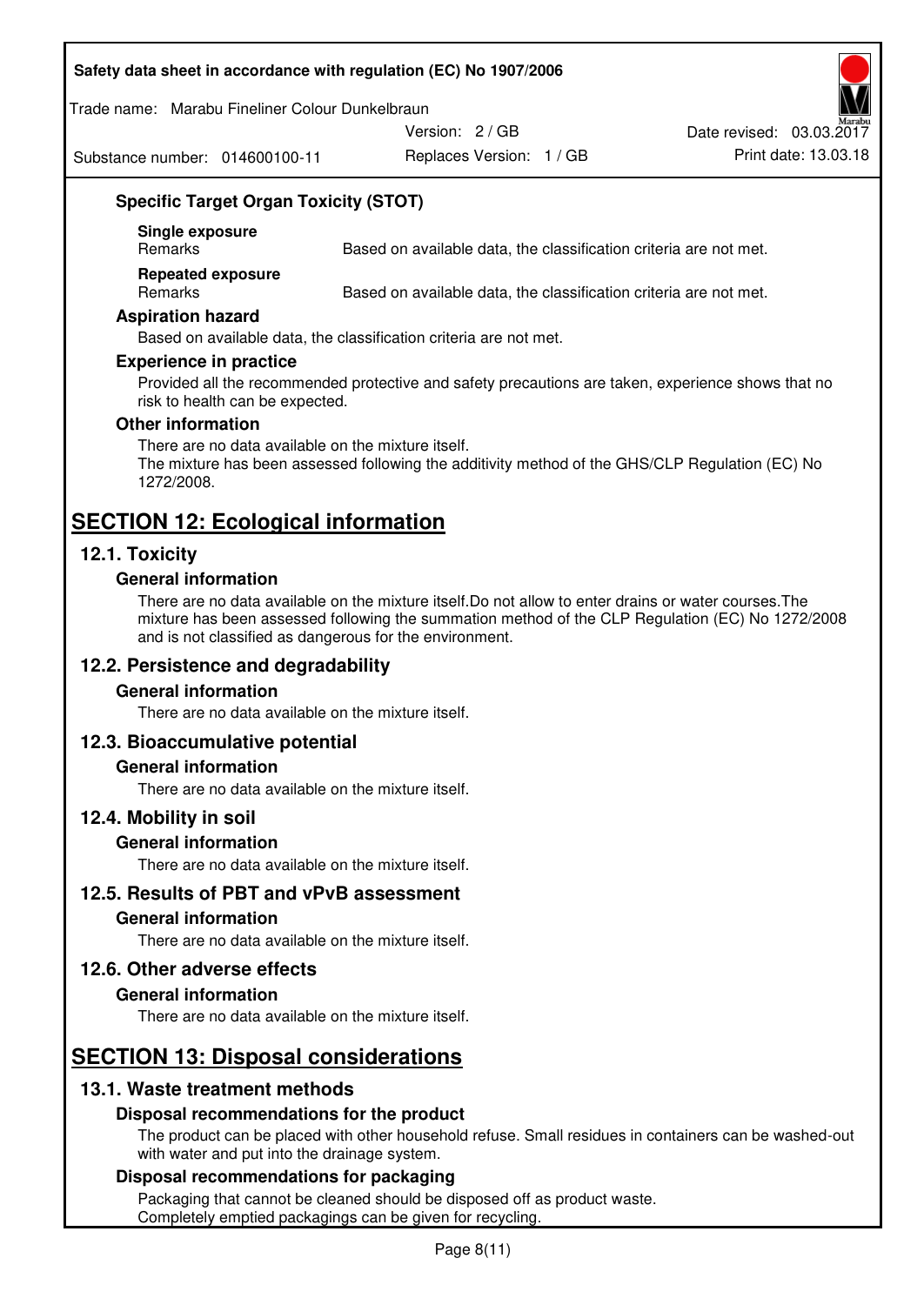### Specific Target Organ Toxicity (STOT)

**Single exposure**

| | |
|---|---|
| Remarks | Based on available data, the classification criteria are not met. |

**Repeated exposure**

| | |
|---|---|
| Remarks | Based on available data, the classification criteria are not met. |

### Aspiration hazard

Based on available data, the classification criteria are not met.

### Experience in practice

Provided all the recommended protective and safety precautions are taken, experience shows that no risk to health can be expected.

### Other information

There are no data available on the mixture itself.
The mixture has been assessed following the additivity method of the GHS/CLP Regulation (EC) No 1272/2008.

# SECTION 12: Ecological information

## 12.1. Toxicity

### General information

There are no data available on the mixture itself.Do not allow to enter drains or water courses.The mixture has been assessed following the summation method of the CLP Regulation (EC) No 1272/2008 and is not classified as dangerous for the environment.

## 12.2. Persistence and degradability

### General information

There are no data available on the mixture itself.

## 12.3. Bioaccumulative potential

### General information

There are no data available on the mixture itself.

## 12.4. Mobility in soil

### General information

There are no data available on the mixture itself.

## 12.5. Results of PBT and vPvB assessment

### General information

There are no data available on the mixture itself.

## 12.6. Other adverse effects

### General information

There are no data available on the mixture itself.

# SECTION 13: Disposal considerations

## 13.1. Waste treatment methods

### Disposal recommendations for the product

The product can be placed with other household refuse. Small residues in containers can be washed-out with water and put into the drainage system.

### Disposal recommendations for packaging

Packaging that cannot be cleaned should be disposed off as product waste.
Completely emptied packagings can be given for recycling.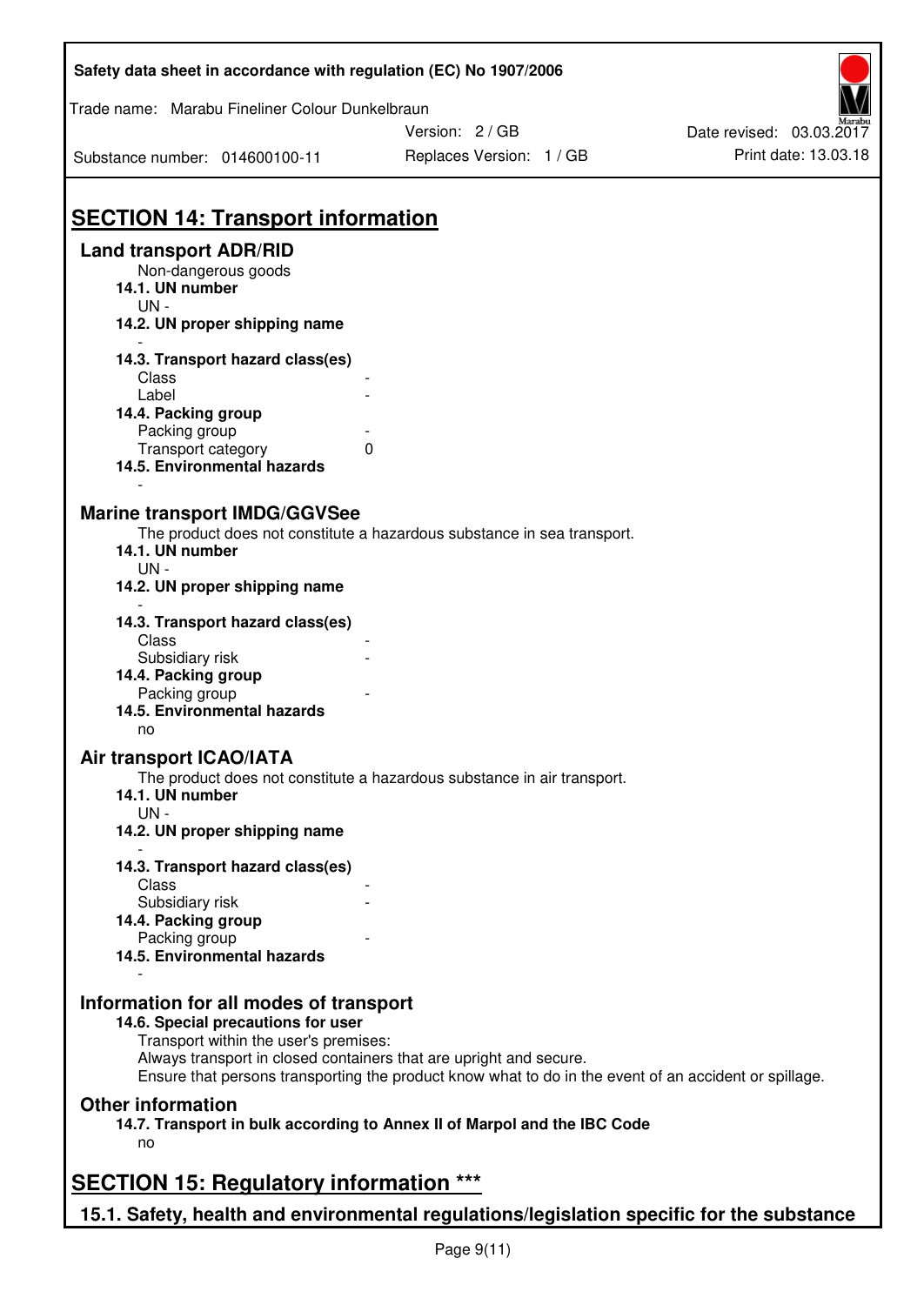# SECTION 14: Transport information

## Land transport ADR/RID

Non-dangerous goods

**14.1. UN number**

UN -

**14.2. UN proper shipping name**

-

**14.3. Transport hazard class(es)**

| | |
|---|---|
| Class | - |
| Label | - |

**14.4. Packing group**

| | |
|---|---|
| Packing group | - |
| Transport category | 0 |

**14.5. Environmental hazards**

-

## Marine transport IMDG/GGVSee

The product does not constitute a hazardous substance in sea transport.

**14.1. UN number**

UN -

**14.2. UN proper shipping name**

-

**14.3. Transport hazard class(es)**

| | |
|---|---|
| Class | - |
| Subsidiary risk | - |

**14.4. Packing group**

| | |
|---|---|
| Packing group | - |

**14.5. Environmental hazards**

no

## Air transport ICAO/IATA

The product does not constitute a hazardous substance in air transport.

**14.1. UN number**

UN -

**14.2. UN proper shipping name**

-

**14.3. Transport hazard class(es)**

| | |
|---|---|
| Class | - |
| Subsidiary risk | - |

**14.4. Packing group**

| | |
|---|---|
| Packing group | - |

**14.5. Environmental hazards**

-

## Information for all modes of transport

**14.6. Special precautions for user**

Transport within the user's premises:
Always transport in closed containers that are upright and secure.
Ensure that persons transporting the product know what to do in the event of an accident or spillage.

## Other information

**14.7. Transport in bulk according to Annex II of Marpol and the IBC Code**

no

# SECTION 15: Regulatory information ***

## 15.1. Safety, health and environmental regulations/legislation specific for the substance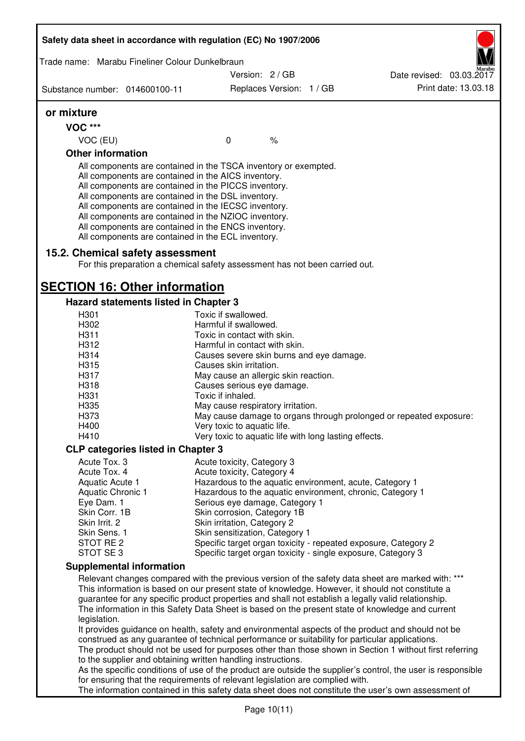**or mixture**

**VOC \*\*\***

| VOC (EU) | 0 | % |
|---|---|---|

**Other information**

All components are contained in the TSCA inventory or exempted.
All components are contained in the AICS inventory.
All components are contained in the PICCS inventory.
All components are contained in the DSL inventory.
All components are contained in the IECSC inventory.
All components are contained in the NZIOC inventory.
All components are contained in the ENCS inventory.
All components are contained in the ECL inventory.

### 15.2. Chemical safety assessment

For this preparation a chemical safety assessment has not been carried out.

## SECTION 16: Other information

### Hazard statements listed in Chapter 3

| | |
|---|---|
| H301 | Toxic if swallowed. |
| H302 | Harmful if swallowed. |
| H311 | Toxic in contact with skin. |
| H312 | Harmful in contact with skin. |
| H314 | Causes severe skin burns and eye damage. |
| H315 | Causes skin irritation. |
| H317 | May cause an allergic skin reaction. |
| H318 | Causes serious eye damage. |
| H331 | Toxic if inhaled. |
| H335 | May cause respiratory irritation. |
| H373 | May cause damage to organs through prolonged or repeated exposure: |
| H400 | Very toxic to aquatic life. |
| H410 | Very toxic to aquatic life with long lasting effects. |

### CLP categories listed in Chapter 3

| | |
|---|---|
| Acute Tox. 3 | Acute toxicity, Category 3 |
| Acute Tox. 4 | Acute toxicity, Category 4 |
| Aquatic Acute 1 | Hazardous to the aquatic environment, acute, Category 1 |
| Aquatic Chronic 1 | Hazardous to the aquatic environment, chronic, Category 1 |
| Eye Dam. 1 | Serious eye damage, Category 1 |
| Skin Corr. 1B | Skin corrosion, Category 1B |
| Skin Irrit. 2 | Skin irritation, Category 2 |
| Skin Sens. 1 | Skin sensitization, Category 1 |
| STOT RE 2 | Specific target organ toxicity - repeated exposure, Category 2 |
| STOT SE 3 | Specific target organ toxicity - single exposure, Category 3 |

### Supplemental information

Relevant changes compared with the previous version of the safety data sheet are marked with: \*\*\*
This information is based on our present state of knowledge. However, it should not constitute a guarantee for any specific product properties and shall not establish a legally valid relationship.
The information in this Safety Data Sheet is based on the present state of knowledge and current legislation.
It provides guidance on health, safety and environmental aspects of the product and should not be construed as any guarantee of technical performance or suitability for particular applications.
The product should not be used for purposes other than those shown in Section 1 without first referring to the supplier and obtaining written handling instructions.
As the specific conditions of use of the product are outside the supplier's control, the user is responsible for ensuring that the requirements of relevant legislation are complied with.
The information contained in this safety data sheet does not constitute the user's own assessment of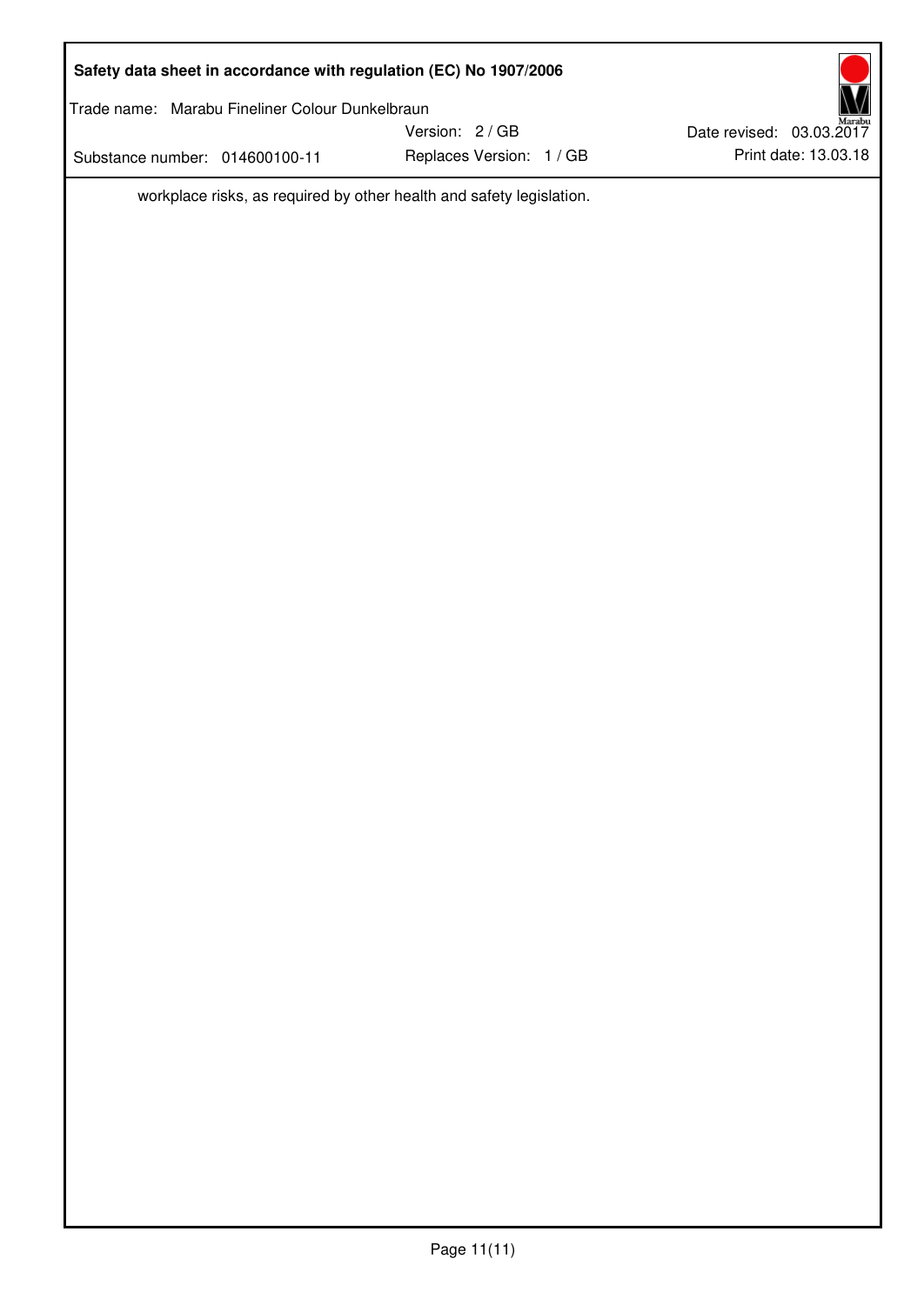workplace risks, as required by other health and safety legislation.